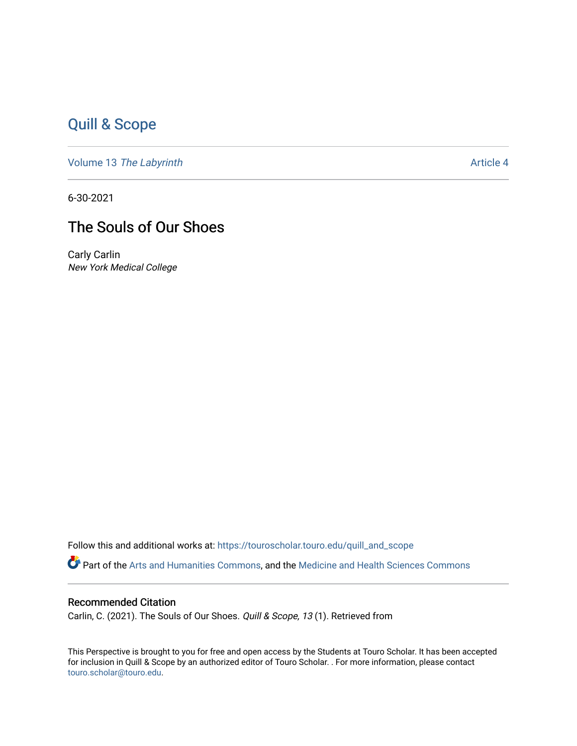# Quill & Scope

Volume 13 *The Labyrinth* Article 4

6-30-2021

## The Souls of Our Shoes

Carly Carlin
*New York Medical College*

Follow this and additional works at: https://touroscholar.touro.edu/quill_and_scope

Part of the Arts and Humanities Commons, and the Medicine and Health Sciences Commons

### Recommended Citation

Carlin, C. (2021). The Souls of Our Shoes. *Quill & Scope, 13* (1). Retrieved from

This Perspective is brought to you for free and open access by the Students at Touro Scholar. It has been accepted for inclusion in Quill & Scope by an authorized editor of Touro Scholar. . For more information, please contact touro.scholar@touro.edu.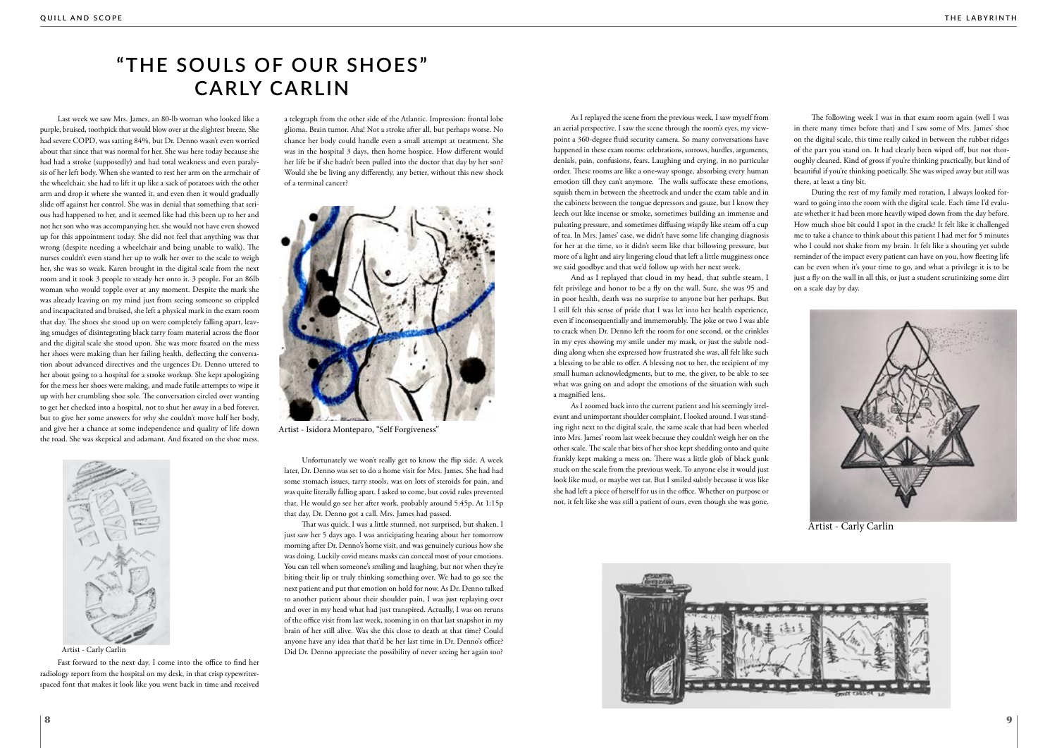# "THE SOULS OF OUR SHOES"
## CARLY CARLIN

Last week we saw Mrs. James, an 80-lb woman who looked like a purple, bruised, toothpick that would blow over at the slightest breeze. She had severe COPD, was satting 84%, but Dr. Denno wasn't even worried about that since that was normal for her. She was here today because she had had a stroke (supposedly) and had total weakness and even paralysis of her left body. When she wanted to rest her arm on the armchair of the wheelchair, she had to lift it up like a sack of potatoes with the other arm and drop it where she wanted it, and even then it would gradually slide off against her control. She was in denial that something that serious had happened to her, and it seemed like had this been up to her and not her son who was accompanying her, she would not have even showed up for this appointment today. She did not feel that anything was that wrong (despite needing a wheelchair and being unable to walk). The nurses couldn't even stand her up to walk her over to the scale to weigh her, she was so weak. Karen brought in the digital scale from the next room and it took 3 people to steady her onto it. 3 people. For an 86lb woman who would topple over at any moment. Despite the mark she was already leaving on my mind just from seeing someone so crippled and incapacitated and bruised, she left a physical mark in the exam room that day. The shoes she stood up on were completely falling apart, leaving smudges of disintegrating black tarry foam material across the floor and the digital scale she stood upon. She was more fixated on the mess her shoes were making than her failing health, deflecting the conversation about advanced directives and the urgences Dr. Denno uttered to her about going to a hospital for a stroke workup. She kept apologizing for the mess her shoes were making, and made futile attempts to wipe it up with her crumbling shoe sole. The conversation circled over wanting to get her checked into a hospital, not to shut her away in a bed forever, but to give her some answers for why she couldn't move half her body, and give her a chance at some independence and quality of life down the road. She was skeptical and adamant. And fixated on the shoe mess.

Artist - Carly Carlin

Fast forward to the next day, I come into the office to find her radiology report from the hospital on my desk, in that crisp typewriter-spaced font that makes it look like you went back in time and received a telegraph from the other side of the Atlantic. Impression: frontal lobe glioma. Brain tumor. Aha! Not a stroke after all, but perhaps worse. No chance her body could handle even a small attempt at treatment. She was in the hospital 3 days, then home hospice. How different would her life be if she hadn't been pulled into the doctor that day by her son? Would she be living any differently, any better, without this new shock of a terminal cancer?

Artist - Isidora Monteparo, "Self Forgiveness"

Unfortunately we won't really get to know the flip side. A week later, Dr. Denno was set to do a home visit for Mrs. James. She had had some stomach issues, tarry stools, was on lots of steroids for pain, and was quite literally falling apart. I asked to come, but covid rules prevented that. He would go see her after work, probably around 5:45p. At 1:15p that day, Dr. Denno got a call. Mrs. James had passed.

That was quick. I was a little stunned, not surprised, but shaken. I just saw her 5 days ago. I was anticipating hearing about her tomorrow morning after Dr. Denno's home visit, and was genuinely curious how she was doing. Luckily covid means masks can conceal most of your emotions. You can tell when someone's smiling and laughing, but not when they're biting their lip or truly thinking something over. We had to go see the next patient and put that emotion on hold for now. As Dr. Denno talked to another patient about their shoulder pain, I was just replaying over and over in my head what had just transpired. Actually, I was on reruns of the office visit from last week, zooming in on that last snapshot in my brain of her still alive. Was she this close to death at that time? Could anyone have any idea that that'd be her last time in Dr. Denno's office? Did Dr. Denno appreciate the possibility of never seeing her again too?

As I replayed the scene from the previous week, I saw myself from an aerial perspective. I saw the scene through the room's eyes, my viewpoint a 360-degree fluid security camera. So many conversations have happened in these exam rooms: celebrations, sorrows, hurdles, arguments, denials, pain, confusions, fears. Laughing and crying, in no particular order. These rooms are like a one-way sponge, absorbing every human emotion till they can't anymore. The walls suffocate these emotions, squish them in between the sheetrock and under the exam table and in the cabinets between the tongue depressors and gauze, but I know they leech out like incense or smoke, sometimes building an immense and pulsating pressure, and sometimes diffusing wispily like steam off a cup of tea. In Mrs. James' case, we didn't have some life changing diagnosis for her at the time, so it didn't seem like that billowing pressure, but more of a light and airy lingering cloud that left a little mugginess once we said goodbye and that we'd follow up with her next week.

And as I replayed that cloud in my head, that subtle steam, I felt privilege and honor to be a fly on the wall. Sure, she was 95 and in poor health, death was no surprise to anyone but her perhaps. But I still felt this sense of pride that I was let into her health experience, even if inconsequentially and immemorably. The joke or two I was able to crack when Dr. Denno left the room for one second, or the crinkles in my eyes showing my smile under my mask, or just the subtle nodding along when she expressed how frustrated she was, all felt like such a blessing to be able to offer. A blessing not to her, the recipient of my small human acknowledgments, but to me, the giver, to be able to see what was going on and adopt the emotions of the situation with such a magnified lens.

As I zoomed back into the current patient and his seemingly irrelevant and unimportant shoulder complaint, I looked around. I was standing right next to the digital scale, the same scale that had been wheeled into Mrs. James' room last week because they couldn't weigh her on the other scale. The scale that bits of her shoe kept shedding onto and quite frankly kept making a mess on. There was a little glob of black gunk stuck on the scale from the previous week. To anyone else it would just look like mud, or maybe wet tar. But I smiled subtly because it was like she had left a piece of herself for us in the office. Whether on purpose or not, it felt like she was still a patient of ours, even though she was gone.

The following week I was in that exam room again (well I was in there many times before that) and I saw some of Mrs. James' shoe on the digital scale, this time really caked in between the rubber ridges of the part you stand on. It had clearly been wiped off, but not thoroughly cleaned. Kind of gross if you're thinking practically, but kind of beautiful if you're thinking poetically. She was wiped away but still was there, at least a tiny bit.

During the rest of my family med rotation, I always looked forward to going into the room with the digital scale. Each time I'd evaluate whether it had been more heavily wiped down from the day before. How much shoe bit could I spot in the crack? It felt like it challenged me to take a chance to think about this patient I had met for 5 minutes who I could not shake from my brain. It felt like a shouting yet subtle reminder of the impact every patient can have on you, how fleeting life can be even when it's your time to go, and what a privilege it is to be just a fly on the wall in all this, or just a student scrutinizing some dirt on a scale day by day.

Artist - Carly Carlin